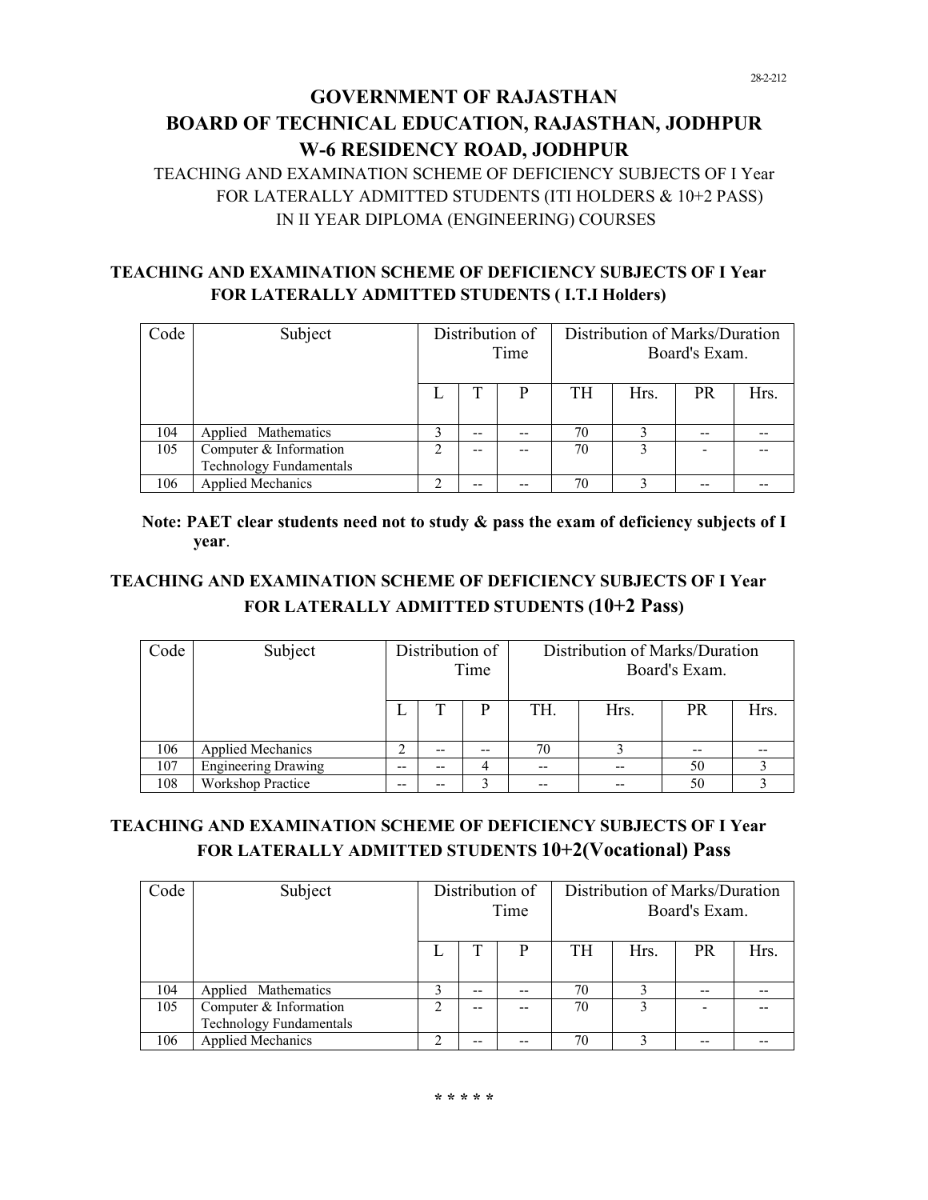28-2-212

# GOVERNMENT OF RAJASTHAN
# BOARD OF TECHNICAL EDUCATION, RAJASTHAN, JODHPUR
# W-6 RESIDENCY ROAD, JODHPUR

TEACHING AND EXAMINATION SCHEME OF DEFICIENCY SUBJECTS OF I Year FOR LATERALLY ADMITTED STUDENTS (ITI HOLDERS & 10+2 PASS) IN II YEAR DIPLOMA (ENGINEERING) COURSES

## TEACHING AND EXAMINATION SCHEME OF DEFICIENCY SUBJECTS OF I Year FOR LATERALLY ADMITTED STUDENTS ( I.T.I Holders)

| Code | Subject | Distribution of Time | | | Distribution of Marks/Duration Board's Exam. | | | |
|---|---|---|---|---|---|---|---|---|
| | | L | T | P | TH | Hrs. | PR | Hrs. |
| 104 | Applied Mathematics | 3 | -- | -- | 70 | 3 | -- | -- |
| 105 | Computer & Information Technology Fundamentals | 2 | -- | -- | 70 | 3 | - | -- |
| 106 | Applied Mechanics | 2 | -- | -- | 70 | 3 | -- | -- |

**Note: PAET clear students need not to study & pass the exam of deficiency subjects of I year**.

## TEACHING AND EXAMINATION SCHEME OF DEFICIENCY SUBJECTS OF I Year FOR LATERALLY ADMITTED STUDENTS (10+2 Pass)

| Code | Subject | Distribution of Time | | | Distribution of Marks/Duration Board's Exam. | | | |
|---|---|---|---|---|---|---|---|---|
| | | L | T | P | TH. | Hrs. | PR | Hrs. |
| 106 | Applied Mechanics | 2 | -- | -- | 70 | 3 | -- | -- |
| 107 | Engineering Drawing | -- | -- | 4 | -- | -- | 50 | 3 |
| 108 | Workshop Practice | -- | -- | 3 | -- | -- | 50 | 3 |

## TEACHING AND EXAMINATION SCHEME OF DEFICIENCY SUBJECTS OF I Year FOR LATERALLY ADMITTED STUDENTS 10+2(Vocational) Pass

| Code | Subject | Distribution of Time | | | Distribution of Marks/Duration Board's Exam. | | | |
|---|---|---|---|---|---|---|---|---|
| | | L | T | P | TH | Hrs. | PR | Hrs. |
| 104 | Applied Mathematics | 3 | -- | -- | 70 | 3 | -- | -- |
| 105 | Computer & Information Technology Fundamentals | 2 | -- | -- | 70 | 3 | - | -- |
| 106 | Applied Mechanics | 2 | -- | -- | 70 | 3 | -- | -- |

\* \* \* \* \*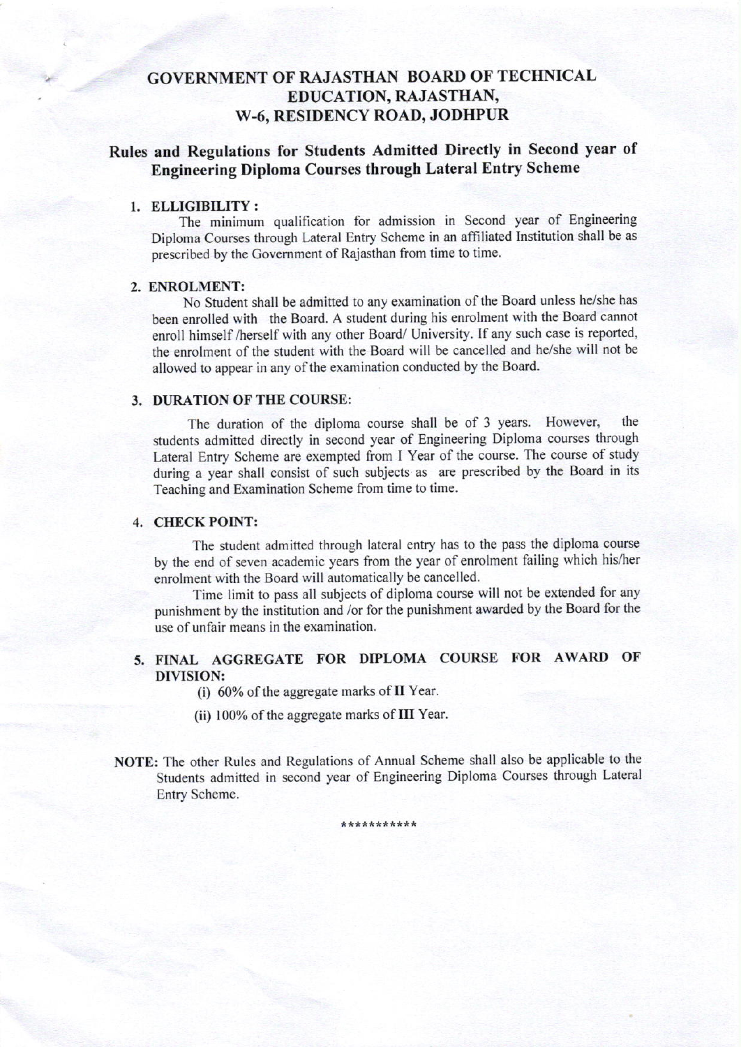# GOVERNMENT OF RAJASTHAN BOARD OF TECHNICAL EDUCATION, RAJASTHAN, W-6, RESIDENCY ROAD, JODHPUR

## Rules and Regulations for Students Admitted Directly in Second year of Engineering Diploma Courses through Lateral Entry Scheme

### 1. ELLIGIBILITY :

The minimum qualification for admission in Second year of Engineering Diploma Courses through Lateral Entry Scheme in an affiliated Institution shall be as prescribed by the Government of Rajasthan from time to time.

### 2. ENROLMENT:

No Student shall be admitted to any examination of the Board unless he/she has been enrolled with the Board. A student during his enrolment with the Board cannot enroll himself /herself with any other Board/ University. If any such case is reported, the enrolment of the student with the Board will be cancelled and he/she will not be allowed to appear in any of the examination conducted by the Board.

### 3. DURATION OF THE COURSE:

The duration of the diploma course shall be of 3 years. However, the students admitted directly in second year of Engineering Diploma courses through Lateral Entry Scheme are exempted from I Year of the course. The course of study during a year shall consist of such subjects as are prescribed by the Board in its Teaching and Examination Scheme from time to time.

### 4. CHECK POINT:

The student admitted through lateral entry has to the pass the diploma course by the end of seven academic years from the year of enrolment failing which his/her enrolment with the Board will automatically be cancelled.

Time limit to pass all subjects of diploma course will not be extended for any punishment by the institution and /or for the punishment awarded by the Board for the use of unfair means in the examination.

### 5. FINAL AGGREGATE FOR DIPLOMA COURSE FOR AWARD OF DIVISION:

(i) 60% of the aggregate marks of **II** Year.

(ii) 100% of the aggregate marks of **III** Year.

**NOTE:** The other Rules and Regulations of Annual Scheme shall also be applicable to the Students admitted in second year of Engineering Diploma Courses through Lateral Entry Scheme.

***********